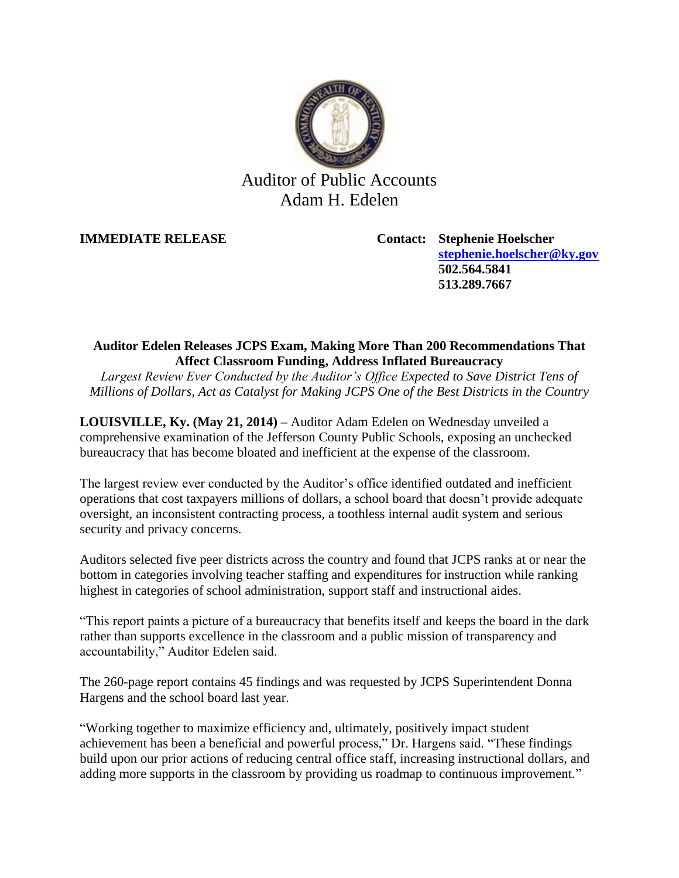Auditor of Public Accounts
Adam H. Edelen

**IMMEDIATE RELEASE**

**Contact: Stephenie Hoelscher**
**stephenie.hoelscher@ky.gov**
**502.564.5841**
**513.289.7667**

**Auditor Edelen Releases JCPS Exam, Making More Than 200 Recommendations That Affect Classroom Funding, Address Inflated Bureaucracy**

*Largest Review Ever Conducted by the Auditor's Office Expected to Save District Tens of Millions of Dollars, Act as Catalyst for Making JCPS One of the Best Districts in the Country*

**LOUISVILLE, Ky. (May 21, 2014) –** Auditor Adam Edelen on Wednesday unveiled a comprehensive examination of the Jefferson County Public Schools, exposing an unchecked bureaucracy that has become bloated and inefficient at the expense of the classroom.

The largest review ever conducted by the Auditor's office identified outdated and inefficient operations that cost taxpayers millions of dollars, a school board that doesn't provide adequate oversight, an inconsistent contracting process, a toothless internal audit system and serious security and privacy concerns.

Auditors selected five peer districts across the country and found that JCPS ranks at or near the bottom in categories involving teacher staffing and expenditures for instruction while ranking highest in categories of school administration, support staff and instructional aides.

"This report paints a picture of a bureaucracy that benefits itself and keeps the board in the dark rather than supports excellence in the classroom and a public mission of transparency and accountability," Auditor Edelen said.

The 260-page report contains 45 findings and was requested by JCPS Superintendent Donna Hargens and the school board last year.

"Working together to maximize efficiency and, ultimately, positively impact student achievement has been a beneficial and powerful process," Dr. Hargens said. "These findings build upon our prior actions of reducing central office staff, increasing instructional dollars, and adding more supports in the classroom by providing us roadmap to continuous improvement."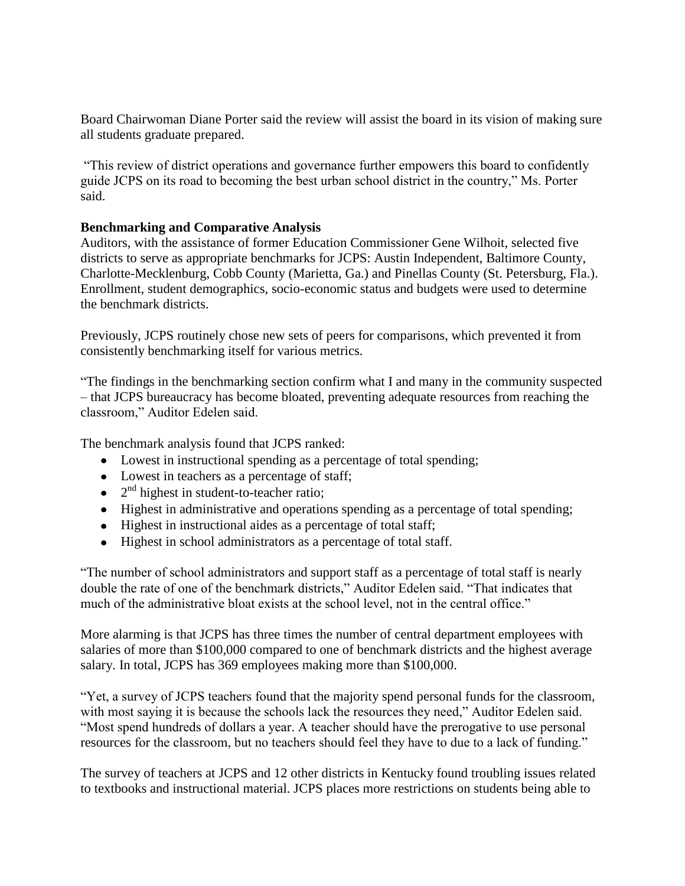Board Chairwoman Diane Porter said the review will assist the board in its vision of making sure all students graduate prepared.

"This review of district operations and governance further empowers this board to confidently guide JCPS on its road to becoming the best urban school district in the country," Ms. Porter said.

**Benchmarking and Comparative Analysis**

Auditors, with the assistance of former Education Commissioner Gene Wilhoit, selected five districts to serve as appropriate benchmarks for JCPS: Austin Independent, Baltimore County, Charlotte-Mecklenburg, Cobb County (Marietta, Ga.) and Pinellas County (St. Petersburg, Fla.). Enrollment, student demographics, socio-economic status and budgets were used to determine the benchmark districts.

Previously, JCPS routinely chose new sets of peers for comparisons, which prevented it from consistently benchmarking itself for various metrics.

"The findings in the benchmarking section confirm what I and many in the community suspected – that JCPS bureaucracy has become bloated, preventing adequate resources from reaching the classroom," Auditor Edelen said.

The benchmark analysis found that JCPS ranked:

- Lowest in instructional spending as a percentage of total spending;
- Lowest in teachers as a percentage of staff;
- 2nd highest in student-to-teacher ratio;
- Highest in administrative and operations spending as a percentage of total spending;
- Highest in instructional aides as a percentage of total staff;
- Highest in school administrators as a percentage of total staff.

"The number of school administrators and support staff as a percentage of total staff is nearly double the rate of one of the benchmark districts," Auditor Edelen said. "That indicates that much of the administrative bloat exists at the school level, not in the central office."

More alarming is that JCPS has three times the number of central department employees with salaries of more than $100,000 compared to one of benchmark districts and the highest average salary. In total, JCPS has 369 employees making more than $100,000.

"Yet, a survey of JCPS teachers found that the majority spend personal funds for the classroom, with most saying it is because the schools lack the resources they need," Auditor Edelen said. "Most spend hundreds of dollars a year. A teacher should have the prerogative to use personal resources for the classroom, but no teachers should feel they have to due to a lack of funding."

The survey of teachers at JCPS and 12 other districts in Kentucky found troubling issues related to textbooks and instructional material. JCPS places more restrictions on students being able to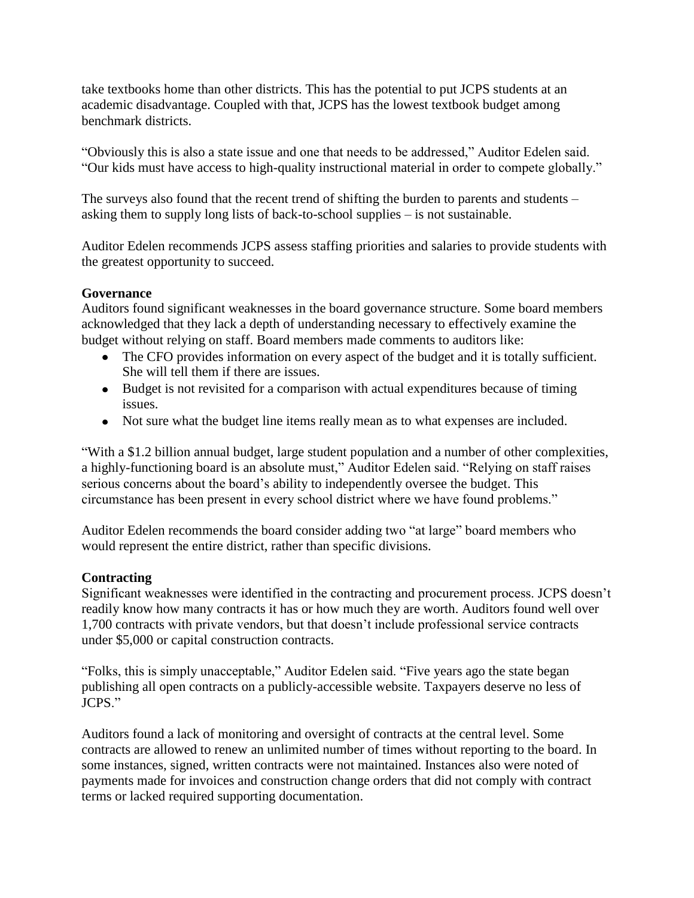take textbooks home than other districts. This has the potential to put JCPS students at an academic disadvantage. Coupled with that, JCPS has the lowest textbook budget among benchmark districts.

"Obviously this is also a state issue and one that needs to be addressed," Auditor Edelen said. "Our kids must have access to high-quality instructional material in order to compete globally."

The surveys also found that the recent trend of shifting the burden to parents and students – asking them to supply long lists of back-to-school supplies – is not sustainable.

Auditor Edelen recommends JCPS assess staffing priorities and salaries to provide students with the greatest opportunity to succeed.

**Governance**

Auditors found significant weaknesses in the board governance structure. Some board members acknowledged that they lack a depth of understanding necessary to effectively examine the budget without relying on staff. Board members made comments to auditors like:

- The CFO provides information on every aspect of the budget and it is totally sufficient. She will tell them if there are issues.
- Budget is not revisited for a comparison with actual expenditures because of timing issues.
- Not sure what the budget line items really mean as to what expenses are included.

"With a $1.2 billion annual budget, large student population and a number of other complexities, a highly-functioning board is an absolute must," Auditor Edelen said. "Relying on staff raises serious concerns about the board's ability to independently oversee the budget. This circumstance has been present in every school district where we have found problems."

Auditor Edelen recommends the board consider adding two "at large" board members who would represent the entire district, rather than specific divisions.

**Contracting**

Significant weaknesses were identified in the contracting and procurement process. JCPS doesn't readily know how many contracts it has or how much they are worth. Auditors found well over 1,700 contracts with private vendors, but that doesn't include professional service contracts under $5,000 or capital construction contracts.

"Folks, this is simply unacceptable," Auditor Edelen said. "Five years ago the state began publishing all open contracts on a publicly-accessible website. Taxpayers deserve no less of JCPS."

Auditors found a lack of monitoring and oversight of contracts at the central level. Some contracts are allowed to renew an unlimited number of times without reporting to the board. In some instances, signed, written contracts were not maintained. Instances also were noted of payments made for invoices and construction change orders that did not comply with contract terms or lacked required supporting documentation.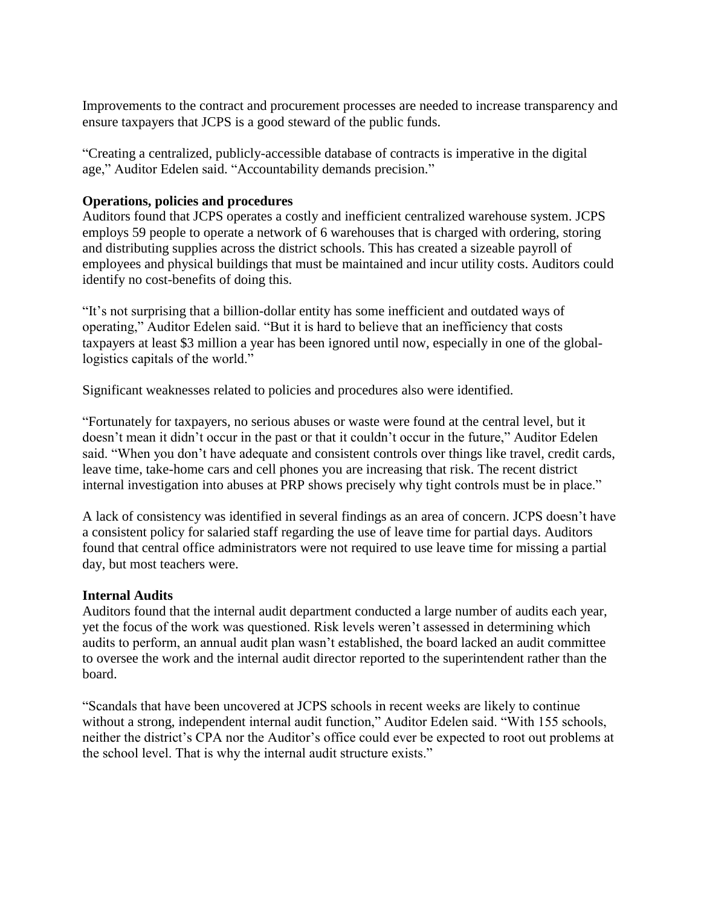Improvements to the contract and procurement processes are needed to increase transparency and ensure taxpayers that JCPS is a good steward of the public funds.

"Creating a centralized, publicly-accessible database of contracts is imperative in the digital age," Auditor Edelen said. "Accountability demands precision."

**Operations, policies and procedures**

Auditors found that JCPS operates a costly and inefficient centralized warehouse system. JCPS employs 59 people to operate a network of 6 warehouses that is charged with ordering, storing and distributing supplies across the district schools. This has created a sizeable payroll of employees and physical buildings that must be maintained and incur utility costs. Auditors could identify no cost-benefits of doing this.

"It's not surprising that a billion-dollar entity has some inefficient and outdated ways of operating," Auditor Edelen said. "But it is hard to believe that an inefficiency that costs taxpayers at least $3 million a year has been ignored until now, especially in one of the global-logistics capitals of the world."

Significant weaknesses related to policies and procedures also were identified.

"Fortunately for taxpayers, no serious abuses or waste were found at the central level, but it doesn't mean it didn't occur in the past or that it couldn't occur in the future," Auditor Edelen said. "When you don't have adequate and consistent controls over things like travel, credit cards, leave time, take-home cars and cell phones you are increasing that risk. The recent district internal investigation into abuses at PRP shows precisely why tight controls must be in place."

A lack of consistency was identified in several findings as an area of concern. JCPS doesn't have a consistent policy for salaried staff regarding the use of leave time for partial days. Auditors found that central office administrators were not required to use leave time for missing a partial day, but most teachers were.

**Internal Audits**

Auditors found that the internal audit department conducted a large number of audits each year, yet the focus of the work was questioned. Risk levels weren't assessed in determining which audits to perform, an annual audit plan wasn't established, the board lacked an audit committee to oversee the work and the internal audit director reported to the superintendent rather than the board.

"Scandals that have been uncovered at JCPS schools in recent weeks are likely to continue without a strong, independent internal audit function," Auditor Edelen said. "With 155 schools, neither the district's CPA nor the Auditor's office could ever be expected to root out problems at the school level. That is why the internal audit structure exists."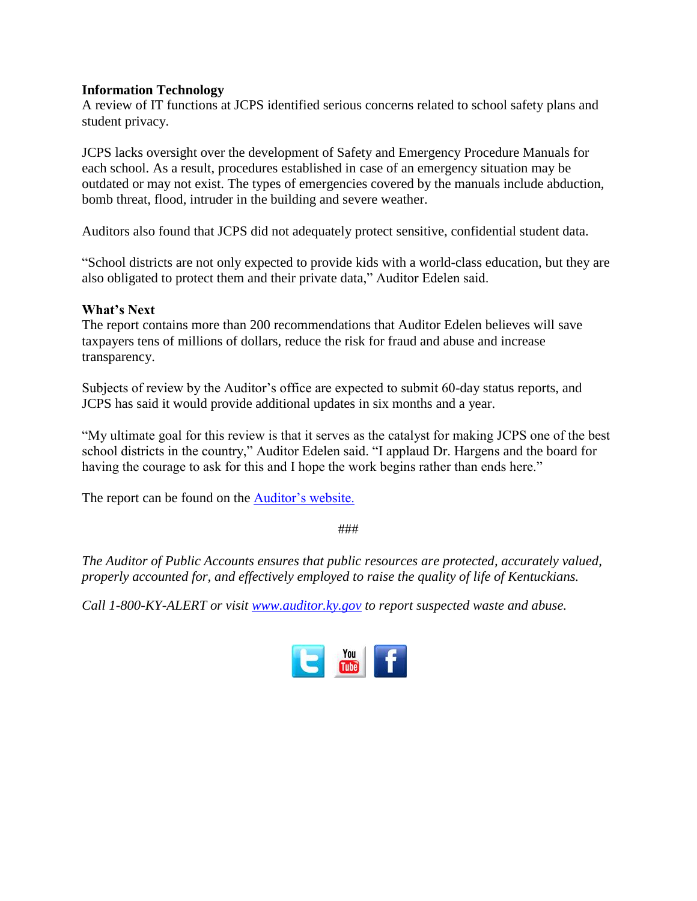**Information Technology**
A review of IT functions at JCPS identified serious concerns related to school safety plans and student privacy.

JCPS lacks oversight over the development of Safety and Emergency Procedure Manuals for each school. As a result, procedures established in case of an emergency situation may be outdated or may not exist. The types of emergencies covered by the manuals include abduction, bomb threat, flood, intruder in the building and severe weather.

Auditors also found that JCPS did not adequately protect sensitive, confidential student data.

"School districts are not only expected to provide kids with a world-class education, but they are also obligated to protect them and their private data," Auditor Edelen said.

**What's Next**
The report contains more than 200 recommendations that Auditor Edelen believes will save taxpayers tens of millions of dollars, reduce the risk for fraud and abuse and increase transparency.

Subjects of review by the Auditor's office are expected to submit 60-day status reports, and JCPS has said it would provide additional updates in six months and a year.

"My ultimate goal for this review is that it serves as the catalyst for making JCPS one of the best school districts in the country," Auditor Edelen said. "I applaud Dr. Hargens and the board for having the courage to ask for this and I hope the work begins rather than ends here."

The report can be found on the Auditor's website.

###

*The Auditor of Public Accounts ensures that public resources are protected, accurately valued, properly accounted for, and effectively employed to raise the quality of life of Kentuckians.*

*Call 1-800-KY-ALERT or visit www.auditor.ky.gov to report suspected waste and abuse.*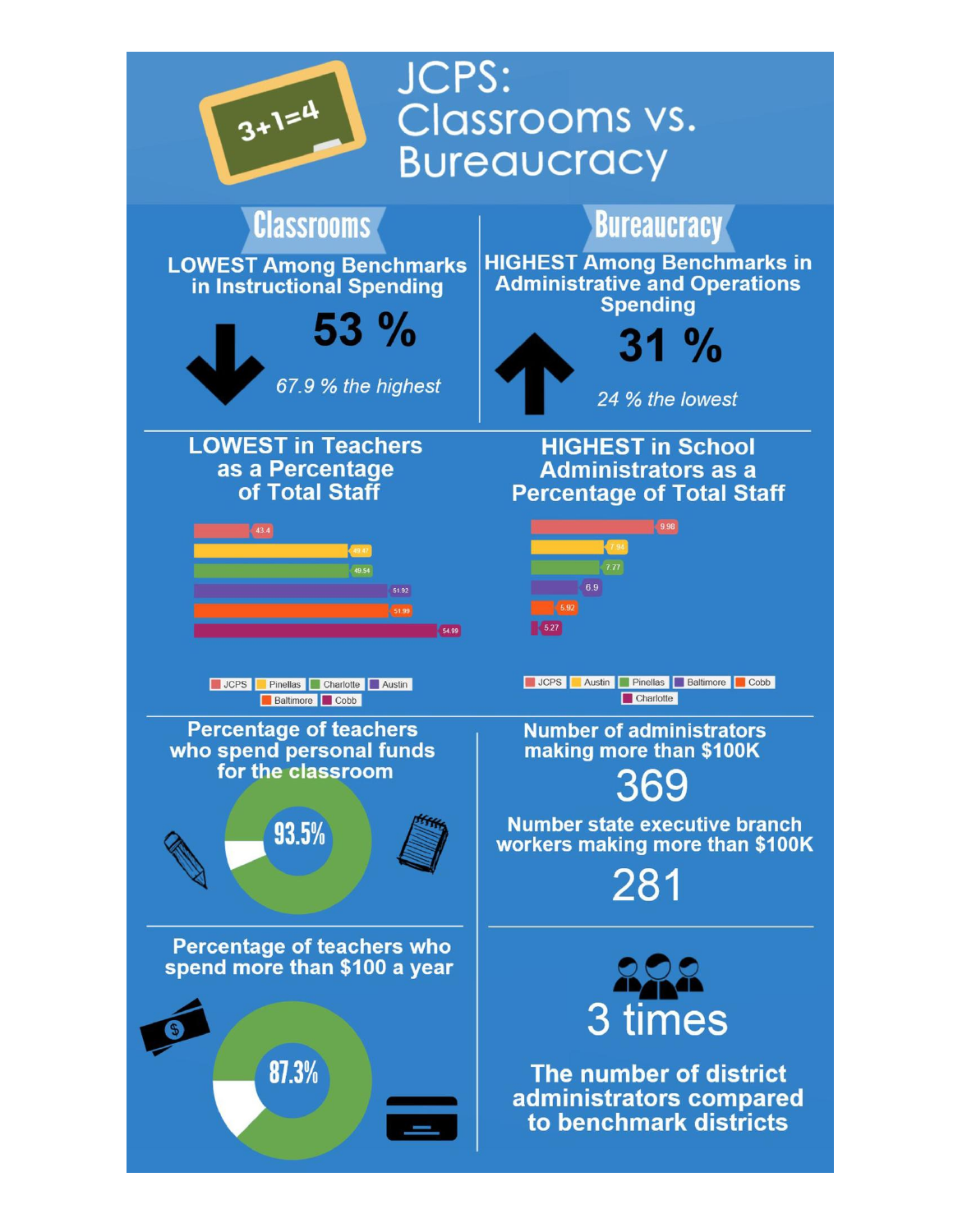# JCPS: Classrooms vs. Bureaucracy

3+1=4

## Classrooms

**LOWEST Among Benchmarks in Instructional Spending**

**53 %**

*67.9 % the highest*

## Bureaucracy

**HIGHEST Among Benchmarks in Administrative and Operations Spending**

**31 %**

*24 % the lowest*

### LOWEST in Teachers as a Percentage of Total Staff

43.4
49.47
49.54
51.92
51.99
54.99

JCPS, Pinellas, Charlotte, Austin, Baltimore, Cobb

### HIGHEST in School Administrators as a Percentage of Total Staff

9.98
7.94
7.77
6.9
5.92
5.27

JCPS, Austin, Pinellas, Baltimore, Cobb, Charlotte

### Percentage of teachers who spend personal funds for the classroom

93.5%

### Number of administrators making more than $100K

369

### Number state executive branch workers making more than $100K

281

### Percentage of teachers who spend more than $100 a year

87.3%

### 3 times

The number of district administrators compared to benchmark districts